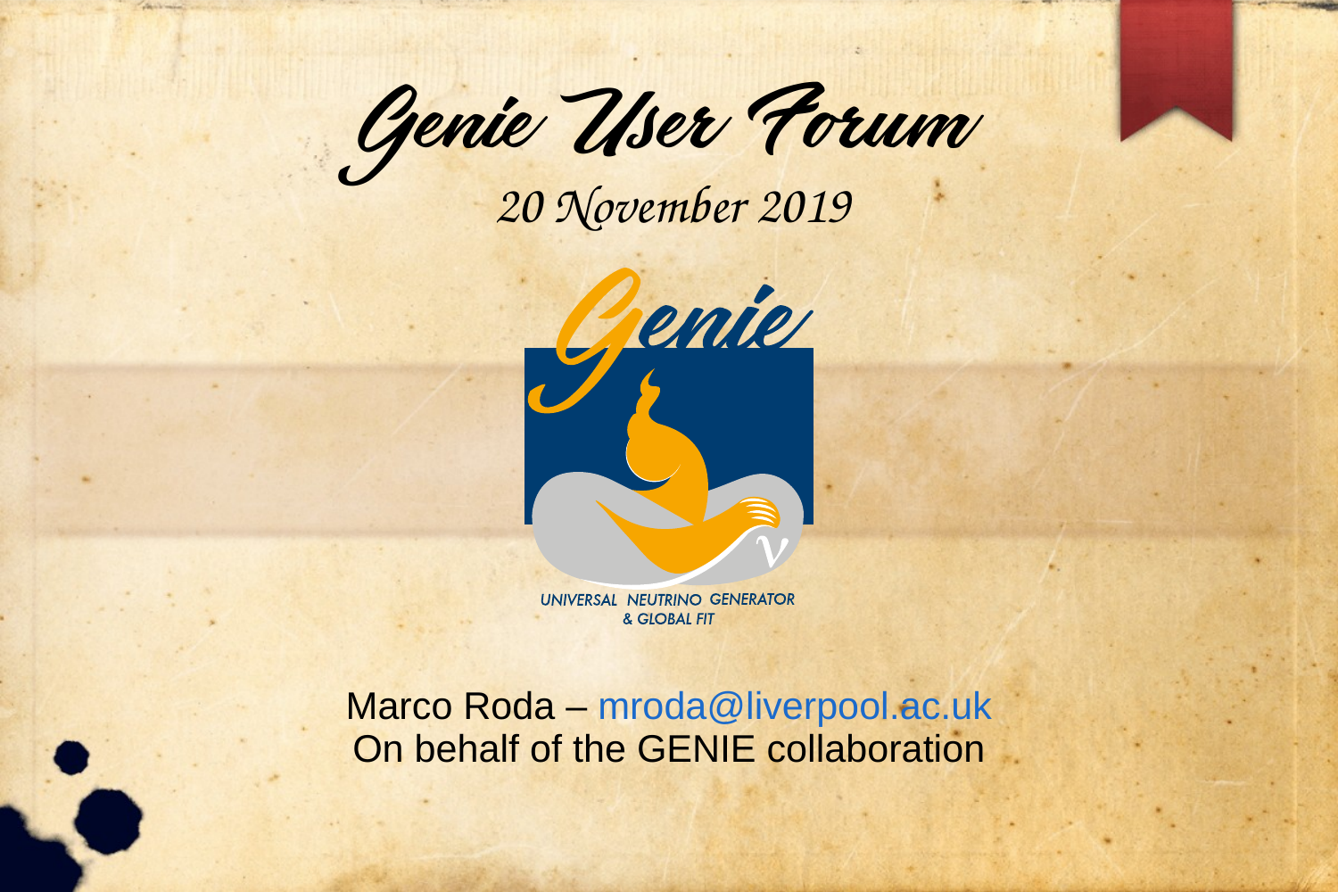# Genie User Forum

*20 November 2019*

Genie

UNIVERSAL NEUTRINO GENERATOR
& GLOBAL FIT

Marco Roda – mroda@liverpool.ac.uk
On behalf of the GENIE collaboration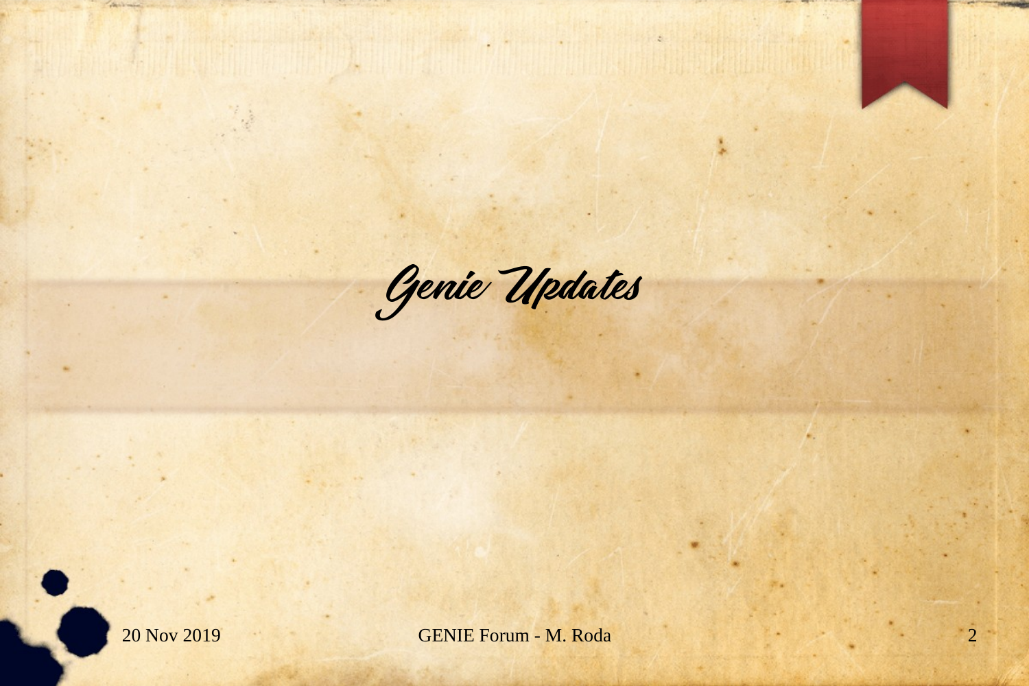# Genie Updates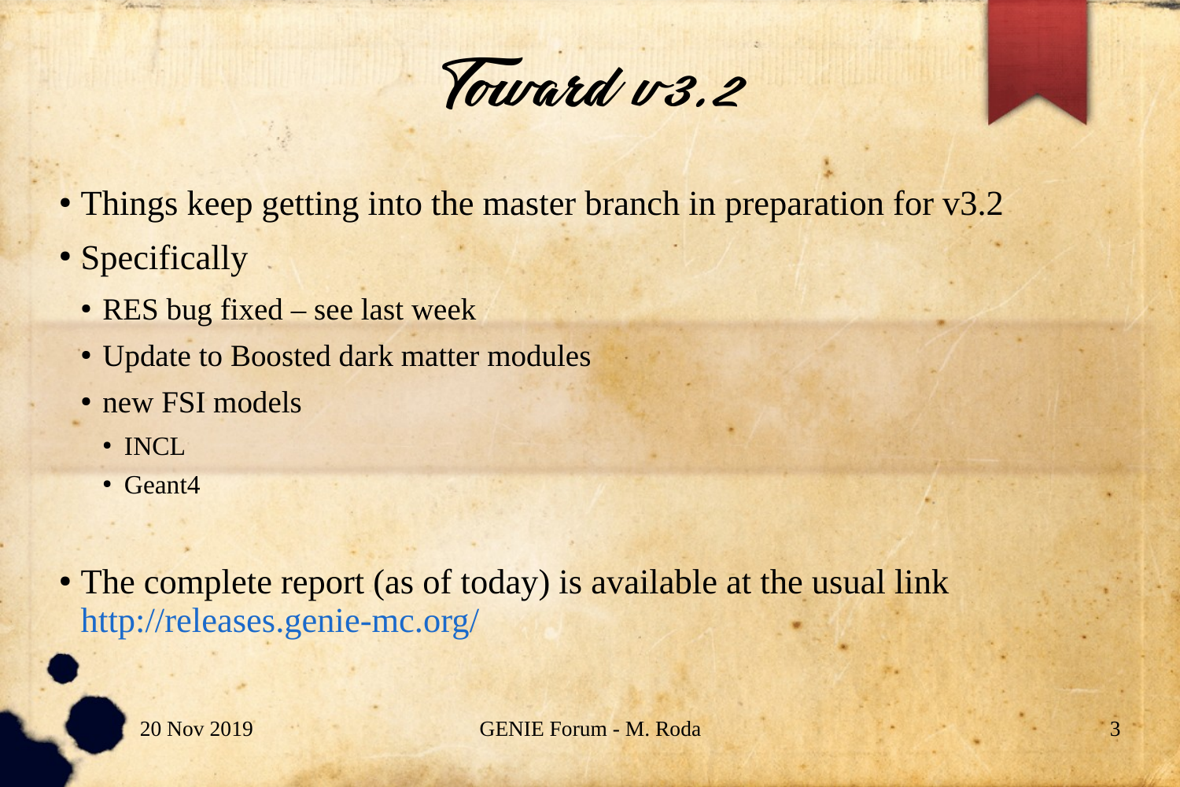# Toward v3.2

- Things keep getting into the master branch in preparation for v3.2
- Specifically
  - RES bug fixed – see last week
  - Update to Boosted dark matter modules
  - new FSI models
    - INCL
    - Geant4

- The complete report (as of today) is available at the usual link http://releases.genie-mc.org/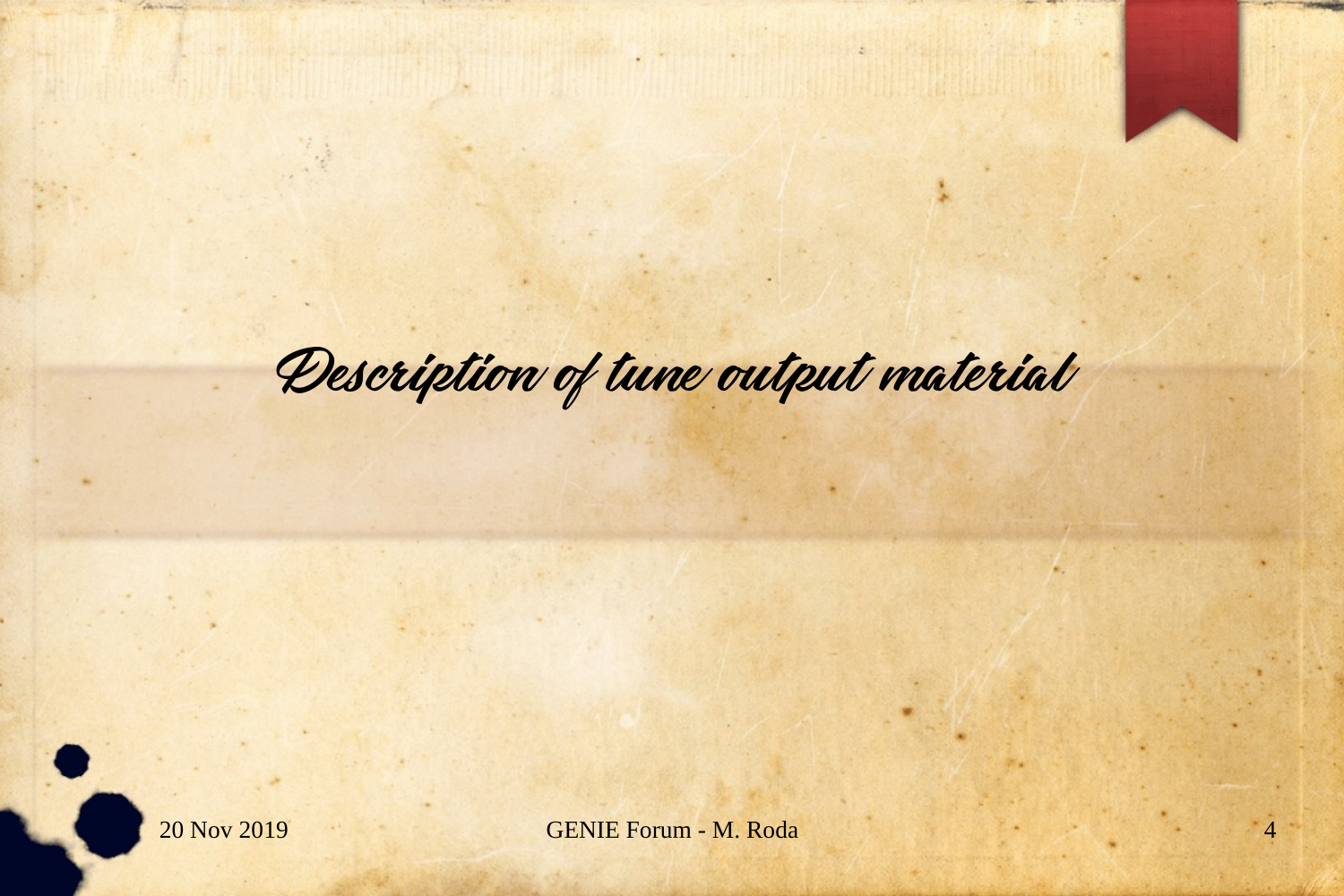# Description of tune output material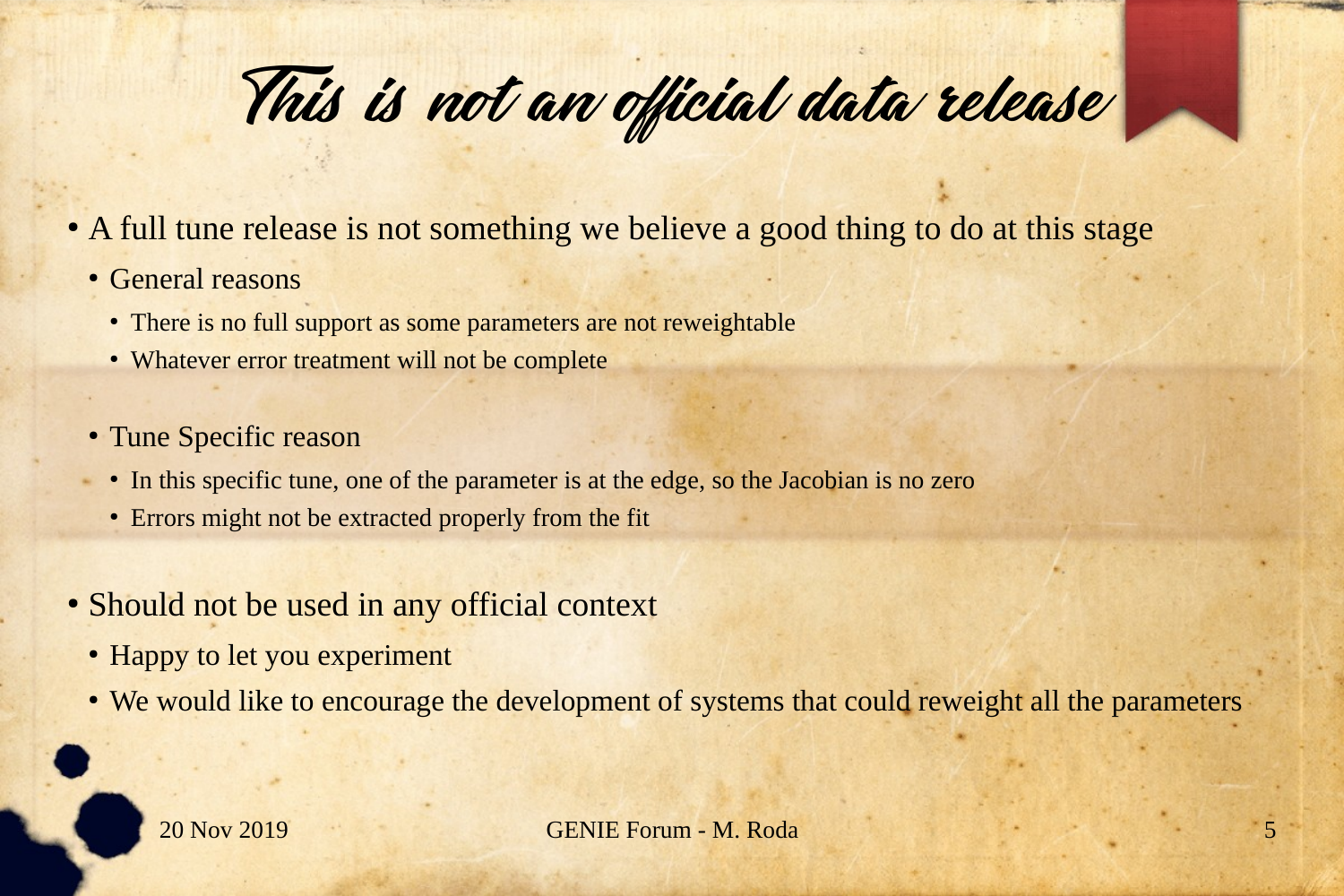# This is not an official data release

- A full tune release is not something we believe a good thing to do at this stage
  - General reasons
    - There is no full support as some parameters are not reweightable
    - Whatever error treatment will not be complete
  - Tune Specific reason
    - In this specific tune, one of the parameter is at the edge, so the Jacobian is no zero
    - Errors might not be extracted properly from the fit
- Should not be used in any official context
  - Happy to let you experiment
  - We would like to encourage the development of systems that could reweight all the parameters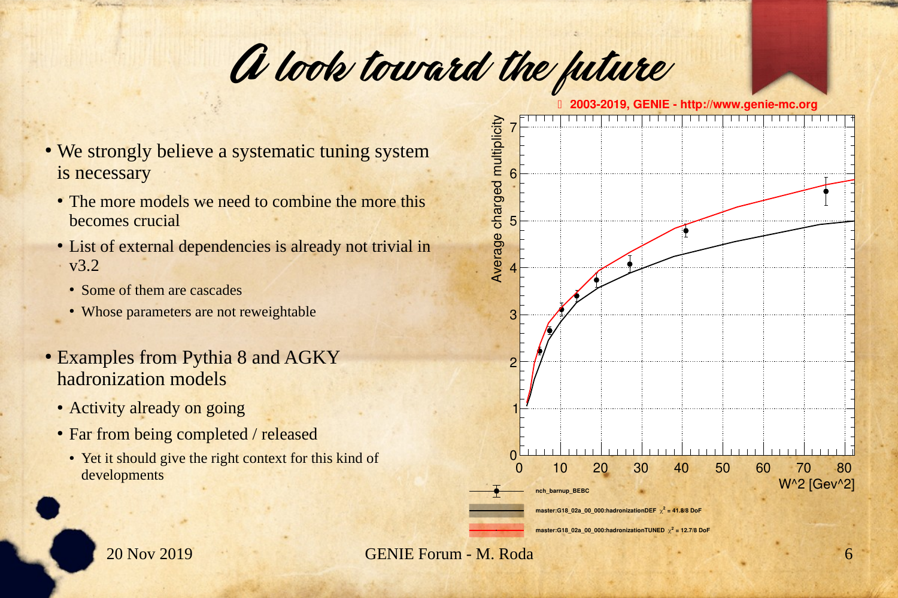# A look toward the future

- We strongly believe a systematic tuning system is necessary
  - The more models we need to combine the more this becomes crucial
  - List of external dependencies is already not trivial in v3.2
    - Some of them are cascades
    - Whose parameters are not reweightable
- Examples from Pythia 8 and AGKY hadronization models
  - Activity already on going
  - Far from being completed / released
    - Yet it should give the right context for this kind of developments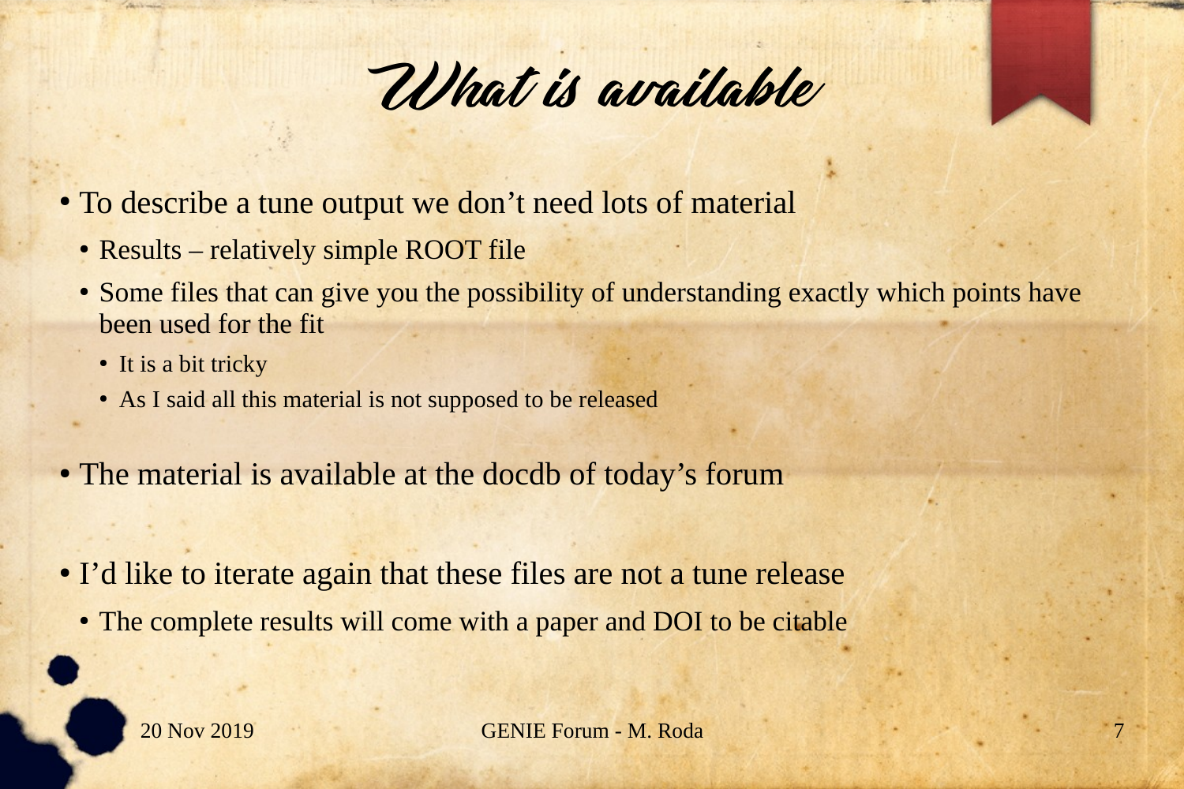# What is available

- To describe a tune output we don't need lots of material
  - Results – relatively simple ROOT file
  - Some files that can give you the possibility of understanding exactly which points have been used for the fit
    - It is a bit tricky
    - As I said all this material is not supposed to be released
- The material is available at the docdb of today's forum
- I'd like to iterate again that these files are not a tune release
  - The complete results will come with a paper and DOI to be citable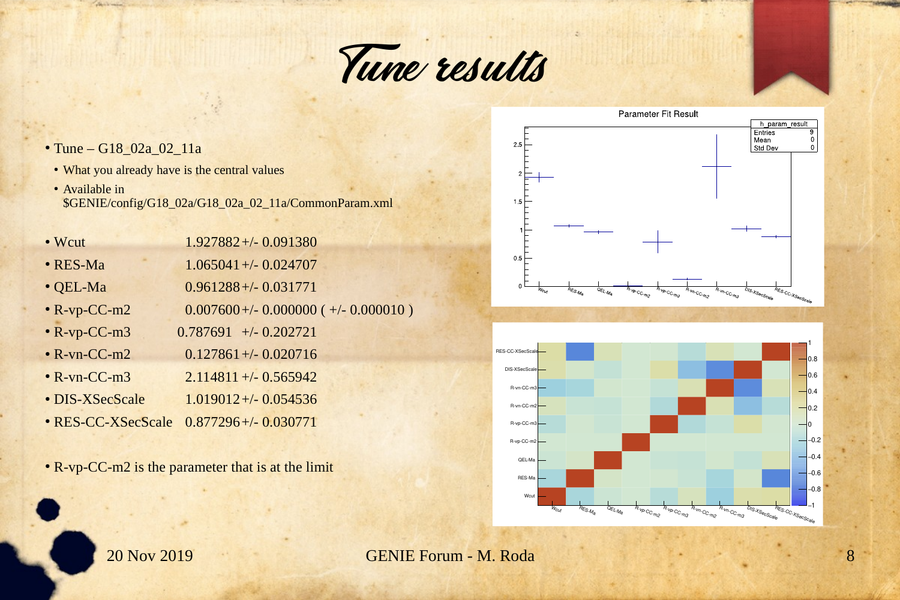# Tune results

- Tune – G18_02a_02_11a
  - What you already have is the central values
  - Available in $GENIE/config/G18_02a/G18_02a_02_11a/CommonParam.xml

- Wcut 1.927882 +/- 0.091380
- RES-Ma 1.065041 +/- 0.024707
- QEL-Ma 0.961288 +/- 0.031771
- R-vp-CC-m2 0.007600 +/- 0.000000 ( +/- 0.000010 )
- R-vp-CC-m3 0.787691 +/- 0.202721
- R-vn-CC-m2 0.127861 +/- 0.020716
- R-vn-CC-m3 2.114811 +/- 0.565942
- DIS-XSecScale 1.019012 +/- 0.054536
- RES-CC-XSecScale 0.877296 +/- 0.030771

- R-vp-CC-m2 is the parameter that is at the limit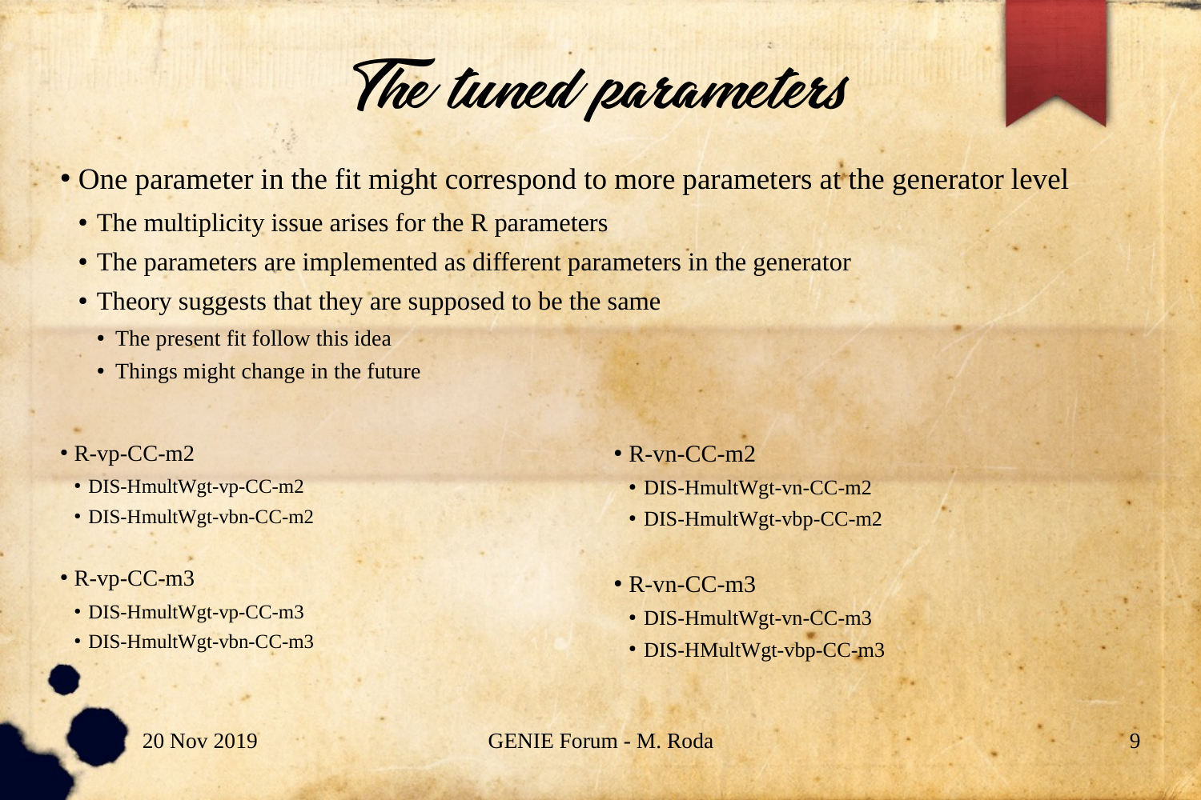# The tuned parameters

- One parameter in the fit might correspond to more parameters at the generator level
  - The multiplicity issue arises for the R parameters
  - The parameters are implemented as different parameters in the generator
  - Theory suggests that they are supposed to be the same
    - The present fit follow this idea
    - Things might change in the future

- R-vp-CC-m2
  - DIS-HmultWgt-vp-CC-m2
  - DIS-HmultWgt-vbn-CC-m2
- R-vp-CC-m3
  - DIS-HmultWgt-vp-CC-m3
  - DIS-HmultWgt-vbn-CC-m3

- R-vn-CC-m2
  - DIS-HmultWgt-vn-CC-m2
  - DIS-HmultWgt-vbp-CC-m2
- R-vn-CC-m3
  - DIS-HmultWgt-vn-CC-m3
  - DIS-HMultWgt-vbp-CC-m3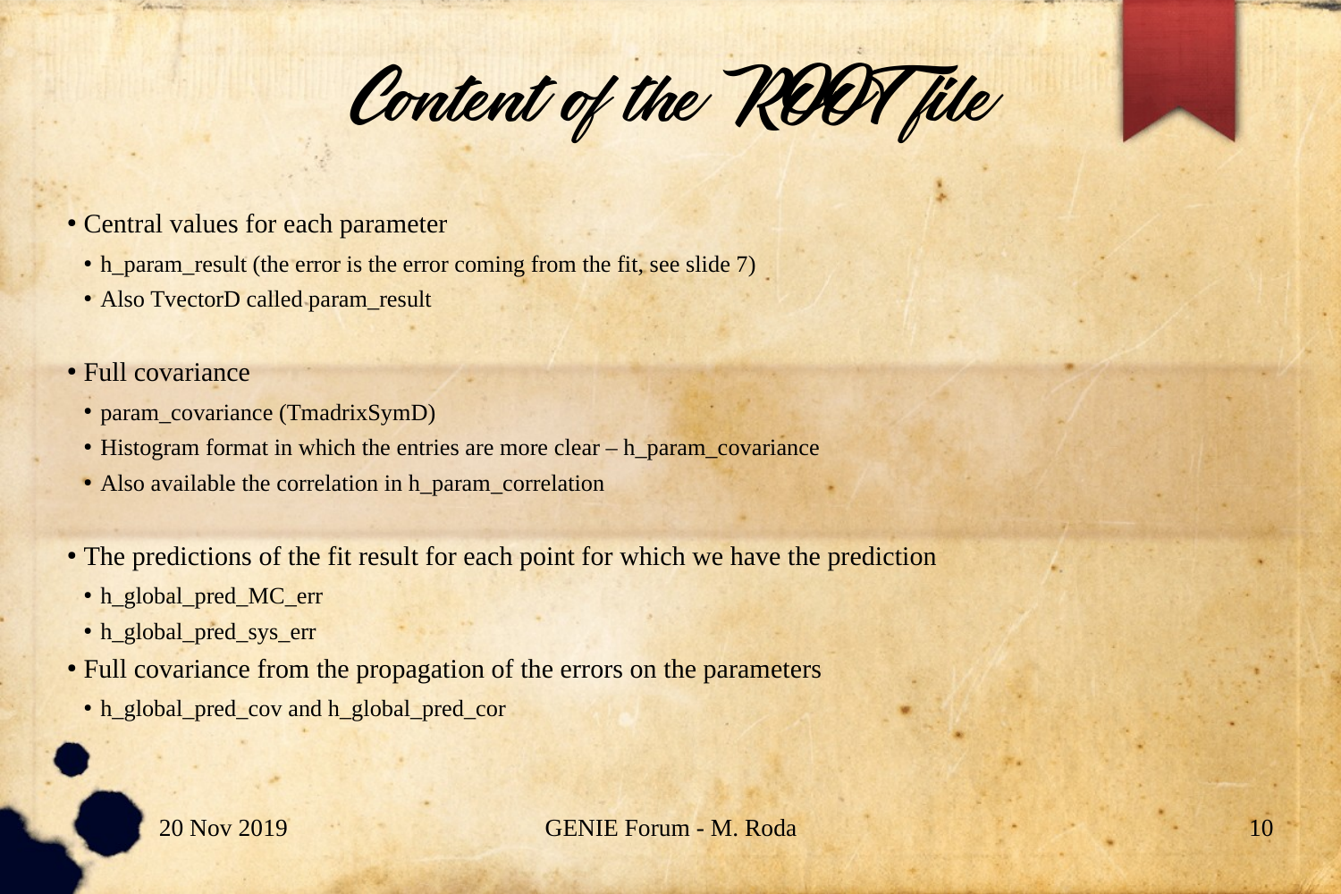# Content of the ROOT file

- Central values for each parameter
  - h_param_result (the error is the error coming from the fit, see slide 7)
  - Also TvectorD called param_result
- Full covariance
  - param_covariance (TmadrixSymD)
  - Histogram format in which the entries are more clear – h_param_covariance
  - Also available the correlation in h_param_correlation
- The predictions of the fit result for each point for which we have the prediction
  - h_global_pred_MC_err
  - h_global_pred_sys_err
- Full covariance from the propagation of the errors on the parameters
  - h_global_pred_cov and h_global_pred_cor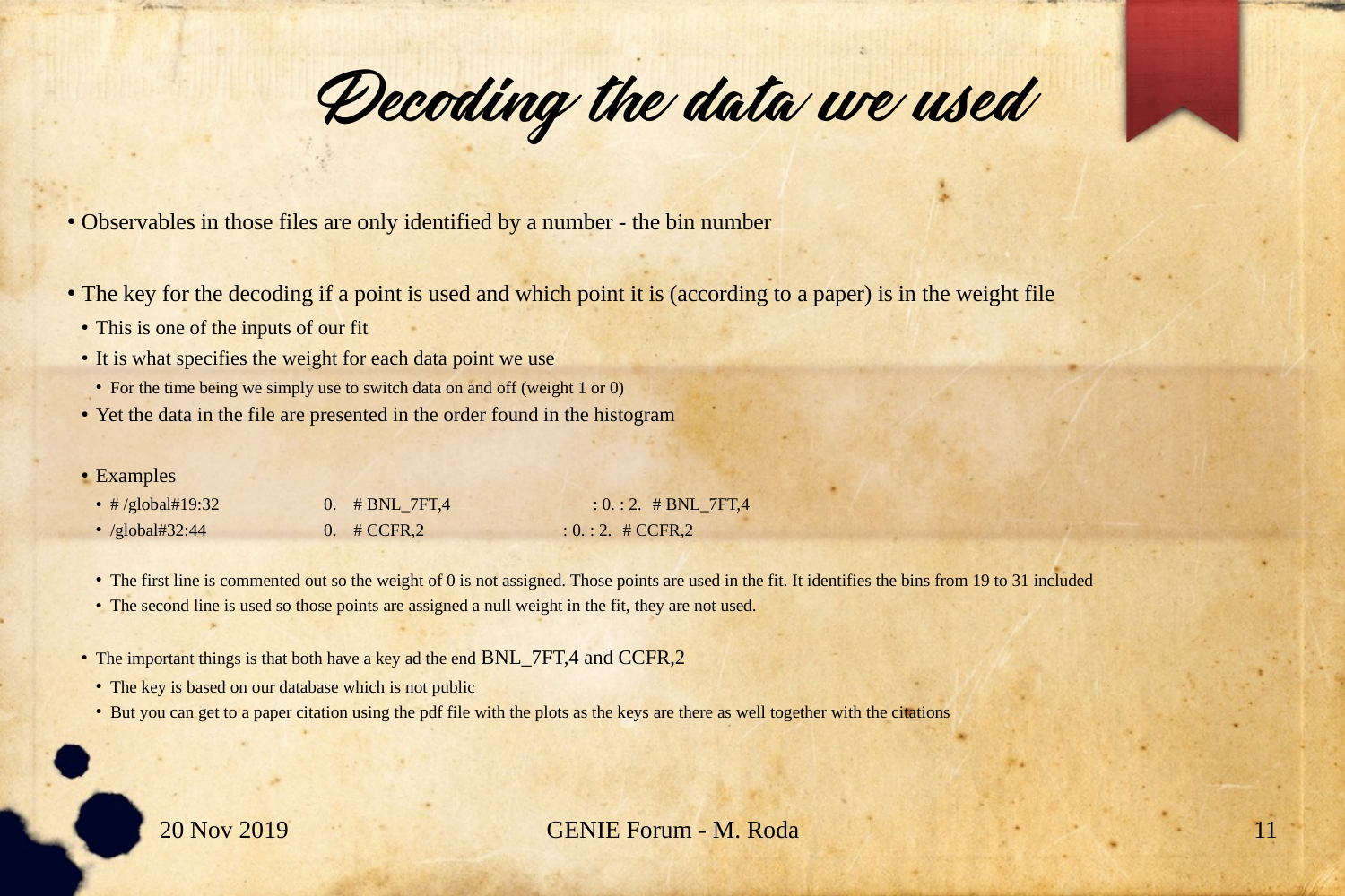# Decoding the data we used

- Observables in those files are only identified by a number - the bin number
- The key for the decoding if a point is used and which point it is (according to a paper) is in the weight file
  - This is one of the inputs of our fit
  - It is what specifies the weight for each data point we use
    - For the time being we simply use to switch data on and off (weight 1 or 0)
  - Yet the data in the file are presented in the order found in the histogram
  - Examples
    - `# /global#19:32          0.   # BNL_7FT,4          : 0. : 2.  # BNL_7FT,4`
    - `/global#32:44            0.   # CCFR,2             : 0. : 2.  # CCFR,2`
    - The first line is commented out so the weight of 0 is not assigned. Those points are used in the fit. It identifies the bins from 19 to 31 included
    - The second line is used so those points are assigned a null weight in the fit, they are not used.
  - The important things is that both have a key ad the end BNL_7FT,4 and CCFR,2
    - The key is based on our database which is not public
    - But you can get to a paper citation using the pdf file with the plots as the keys are there as well together with the citations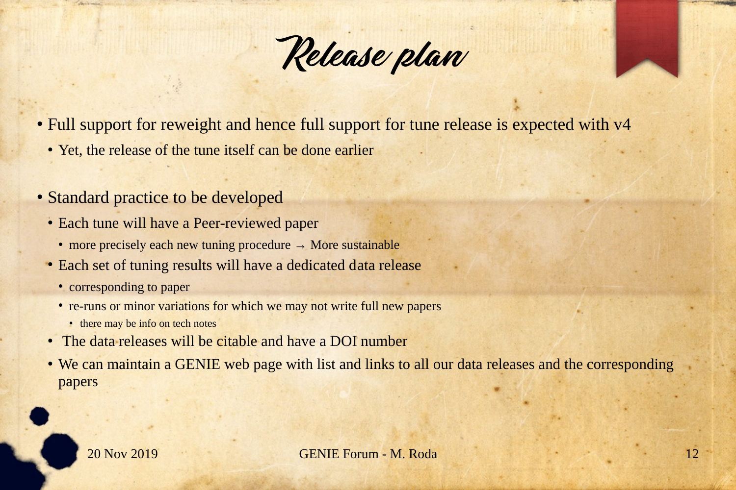# Release plan

- Full support for reweight and hence full support for tune release is expected with v4
  - Yet, the release of the tune itself can be done earlier

- Standard practice to be developed
  - Each tune will have a Peer-reviewed paper
    - more precisely each new tuning procedure → More sustainable
  - Each set of tuning results will have a dedicated data release
    - corresponding to paper
    - re-runs or minor variations for which we may not write full new papers
      - there may be info on tech notes
  - The data releases will be citable and have a DOI number
  - We can maintain a GENIE web page with list and links to all our data releases and the corresponding papers